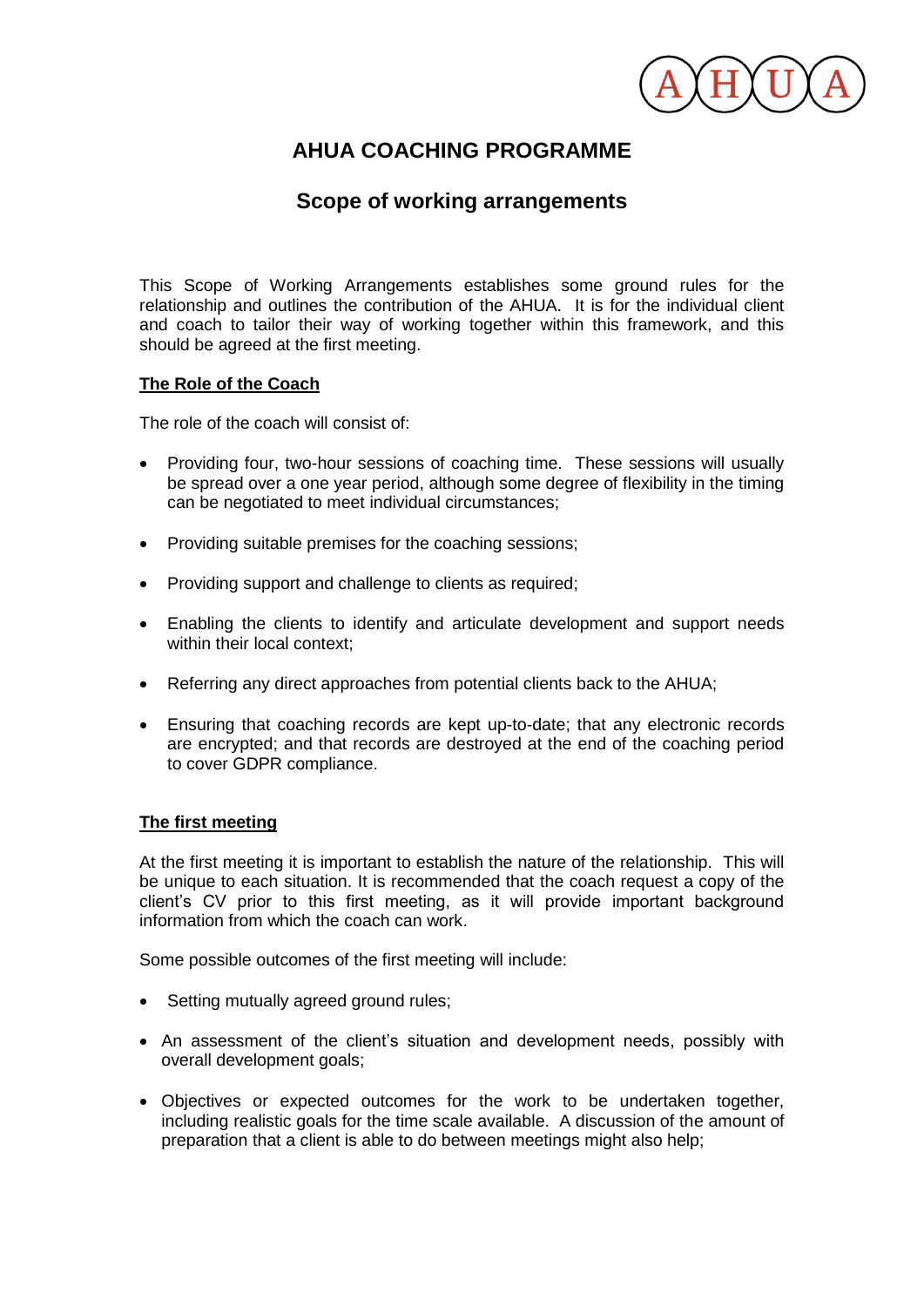# AHUA COACHING PROGRAMME

## Scope of working arrangements

This Scope of Working Arrangements establishes some ground rules for the relationship and outlines the contribution of the AHUA. It is for the individual client and coach to tailor their way of working together within this framework, and this should be agreed at the first meeting.

**The Role of the Coach**

The role of the coach will consist of:

- Providing four, two-hour sessions of coaching time. These sessions will usually be spread over a one year period, although some degree of flexibility in the timing can be negotiated to meet individual circumstances;
- Providing suitable premises for the coaching sessions;
- Providing support and challenge to clients as required;
- Enabling the clients to identify and articulate development and support needs within their local context;
- Referring any direct approaches from potential clients back to the AHUA;
- Ensuring that coaching records are kept up-to-date; that any electronic records are encrypted; and that records are destroyed at the end of the coaching period to cover GDPR compliance.

**The first meeting**

At the first meeting it is important to establish the nature of the relationship. This will be unique to each situation. It is recommended that the coach request a copy of the client's CV prior to this first meeting, as it will provide important background information from which the coach can work.

Some possible outcomes of the first meeting will include:

- Setting mutually agreed ground rules;
- An assessment of the client's situation and development needs, possibly with overall development goals;
- Objectives or expected outcomes for the work to be undertaken together, including realistic goals for the time scale available. A discussion of the amount of preparation that a client is able to do between meetings might also help;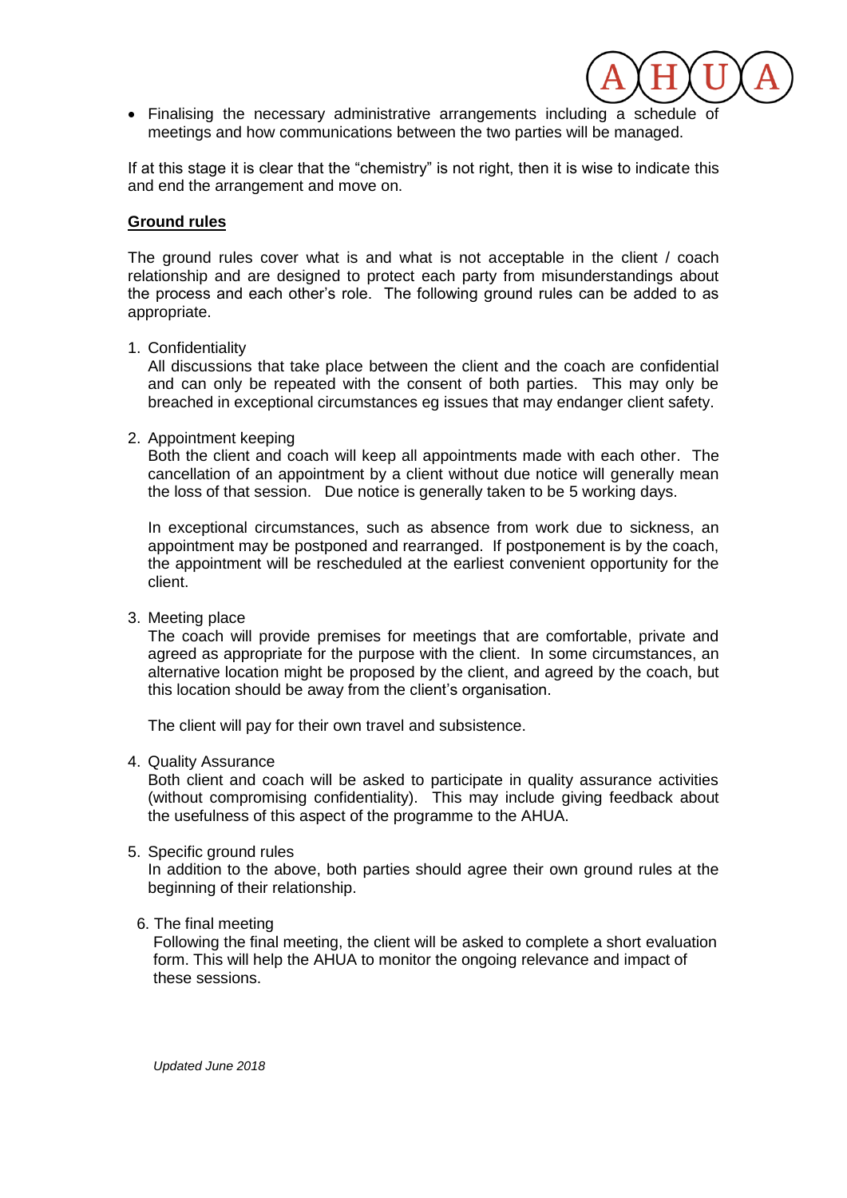- Finalising the necessary administrative arrangements including a schedule of meetings and how communications between the two parties will be managed.

If at this stage it is clear that the "chemistry" is not right, then it is wise to indicate this and end the arrangement and move on.

## Ground rules

The ground rules cover what is and what is not acceptable in the client / coach relationship and are designed to protect each party from misunderstandings about the process and each other's role. The following ground rules can be added to as appropriate.

1. Confidentiality
   All discussions that take place between the client and the coach are confidential and can only be repeated with the consent of both parties. This may only be breached in exceptional circumstances eg issues that may endanger client safety.

2. Appointment keeping
   Both the client and coach will keep all appointments made with each other. The cancellation of an appointment by a client without due notice will generally mean the loss of that session. Due notice is generally taken to be 5 working days.

   In exceptional circumstances, such as absence from work due to sickness, an appointment may be postponed and rearranged. If postponement is by the coach, the appointment will be rescheduled at the earliest convenient opportunity for the client.

3. Meeting place
   The coach will provide premises for meetings that are comfortable, private and agreed as appropriate for the purpose with the client. In some circumstances, an alternative location might be proposed by the client, and agreed by the coach, but this location should be away from the client's organisation.

   The client will pay for their own travel and subsistence.

4. Quality Assurance
   Both client and coach will be asked to participate in quality assurance activities (without compromising confidentiality). This may include giving feedback about the usefulness of this aspect of the programme to the AHUA.

5. Specific ground rules
   In addition to the above, both parties should agree their own ground rules at the beginning of their relationship.

6. The final meeting
   Following the final meeting, the client will be asked to complete a short evaluation form. This will help the AHUA to monitor the ongoing relevance and impact of these sessions.

*Updated June 2018*